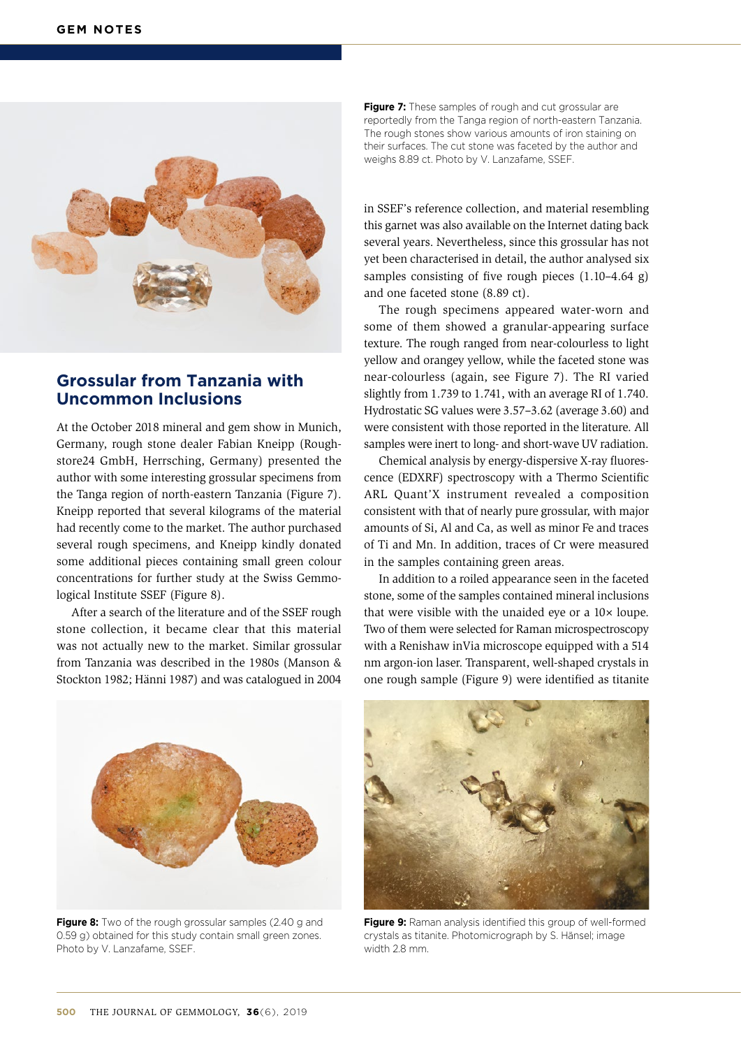Figure 7: These samples of rough and cut grossular are reportedly from the Tanga region of north-eastern Tanzania. The rough stones show various amounts of iron staining on their surfaces. The cut stone was faceted by the author and weighs 8.89 ct. Photo by V. Lanzafame, SSEF.

## Grossular from Tanzania with Uncommon Inclusions

At the October 2018 mineral and gem show in Munich, Germany, rough stone dealer Fabian Kneipp (Rough-store24 GmbH, Herrsching, Germany) presented the author with some interesting grossular specimens from the Tanga region of north-eastern Tanzania (Figure 7). Kneipp reported that several kilograms of the material had recently come to the market. The author purchased several rough specimens, and Kneipp kindly donated some additional pieces containing small green colour concentrations for further study at the Swiss Gemmological Institute SSEF (Figure 8).

After a search of the literature and of the SSEF rough stone collection, it became clear that this material was not actually new to the market. Similar grossular from Tanzania was described in the 1980s (Manson & Stockton 1982; Hänni 1987) and was catalogued in 2004 in SSEF's reference collection, and material resembling this garnet was also available on the Internet dating back several years. Nevertheless, since this grossular has not yet been characterised in detail, the author analysed six samples consisting of five rough pieces (1.10–4.64 g) and one faceted stone (8.89 ct).

The rough specimens appeared water-worn and some of them showed a granular-appearing surface texture. The rough ranged from near-colourless to light yellow and orangey yellow, while the faceted stone was near-colourless (again, see Figure 7). The RI varied slightly from 1.739 to 1.741, with an average RI of 1.740. Hydrostatic SG values were 3.57–3.62 (average 3.60) and were consistent with those reported in the literature. All samples were inert to long- and short-wave UV radiation.

Chemical analysis by energy-dispersive X-ray fluorescence (EDXRF) spectroscopy with a Thermo Scientific ARL Quant'X instrument revealed a composition consistent with that of nearly pure grossular, with major amounts of Si, Al and Ca, as well as minor Fe and traces of Ti and Mn. In addition, traces of Cr were measured in the samples containing green areas.

In addition to a roiled appearance seen in the faceted stone, some of the samples contained mineral inclusions that were visible with the unaided eye or a 10× loupe. Two of them were selected for Raman microspectroscopy with a Renishaw inVia microscope equipped with a 514 nm argon-ion laser. Transparent, well-shaped crystals in one rough sample (Figure 9) were identified as titanite

Figure 8: Two of the rough grossular samples (2.40 g and 0.59 g) obtained for this study contain small green zones. Photo by V. Lanzafame, SSEF.

Figure 9: Raman analysis identified this group of well-formed crystals as titanite. Photomicrograph by S. Hänsel; image width 2.8 mm.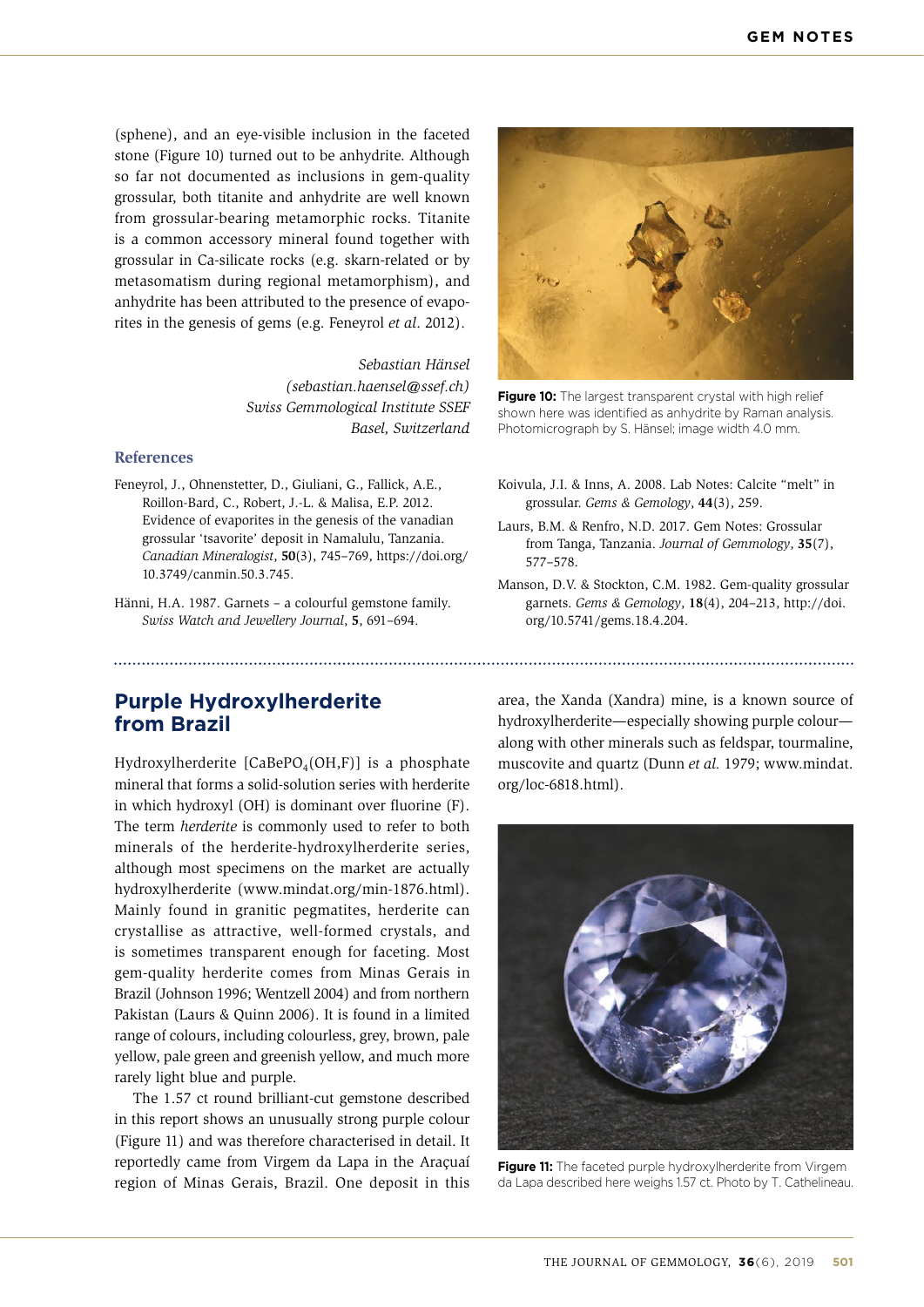(sphene), and an eye-visible inclusion in the faceted stone (Figure 10) turned out to be anhydrite. Although so far not documented as inclusions in gem-quality grossular, both titanite and anhydrite are well known from grossular-bearing metamorphic rocks. Titanite is a common accessory mineral found together with grossular in Ca-silicate rocks (e.g. skarn-related or by metasomatism during regional metamorphism), and anhydrite has been attributed to the presence of evaporites in the genesis of gems (e.g. Feneyrol *et al*. 2012).

*Sebastian Hänsel*
*(sebastian.haensel@ssef.ch)*
*Swiss Gemmological Institute SSEF*
*Basel, Switzerland*

**Figure 10:** The largest transparent crystal with high relief shown here was identified as anhydrite by Raman analysis. Photomicrograph by S. Hänsel; image width 4.0 mm.

### References

Feneyrol, J., Ohnenstetter, D., Giuliani, G., Fallick, A.E., Roillon-Bard, C., Robert, J.-L. & Malisa, E.P. 2012. Evidence of evaporites in the genesis of the vanadian grossular 'tsavorite' deposit in Namalulu, Tanzania. *Canadian Mineralogist*, **50**(3), 745–769, https://doi.org/10.3749/canmin.50.3.745.

Hänni, H.A. 1987. Garnets – a colourful gemstone family. *Swiss Watch and Jewellery Journal*, **5**, 691–694.

Koivula, J.I. & Inns, A. 2008. Lab Notes: Calcite "melt" in grossular. *Gems & Gemology*, **44**(3), 259.

Laurs, B.M. & Renfro, N.D. 2017. Gem Notes: Grossular from Tanga, Tanzania. *Journal of Gemmology*, **35**(7), 577–578.

Manson, D.V. & Stockton, C.M. 1982. Gem-quality grossular garnets. *Gems & Gemology*, **18**(4), 204–213, http://doi.org/10.5741/gems.18.4.204.

## Purple Hydroxylherderite from Brazil

Hydroxylherderite [$CaBePO_4(OH,F)$] is a phosphate mineral that forms a solid-solution series with herderite in which hydroxyl (OH) is dominant over fluorine (F). The term *herderite* is commonly used to refer to both minerals of the herderite-hydroxylherderite series, although most specimens on the market are actually hydroxylherderite (www.mindat.org/min-1876.html). Mainly found in granitic pegmatites, herderite can crystallise as attractive, well-formed crystals, and is sometimes transparent enough for faceting. Most gem-quality herderite comes from Minas Gerais in Brazil (Johnson 1996; Wentzell 2004) and from northern Pakistan (Laurs & Quinn 2006). It is found in a limited range of colours, including colourless, grey, brown, pale yellow, pale green and greenish yellow, and much more rarely light blue and purple.

The 1.57 ct round brilliant-cut gemstone described in this report shows an unusually strong purple colour (Figure 11) and was therefore characterised in detail. It reportedly came from Virgem da Lapa in the Araçuaí region of Minas Gerais, Brazil. One deposit in this area, the Xanda (Xandra) mine, is a known source of hydroxylherderite—especially showing purple colour—along with other minerals such as feldspar, tourmaline, muscovite and quartz (Dunn *et al.* 1979; www.mindat.org/loc-6818.html).

**Figure 11:** The faceted purple hydroxylherderite from Virgem da Lapa described here weighs 1.57 ct. Photo by T. Cathelineau.